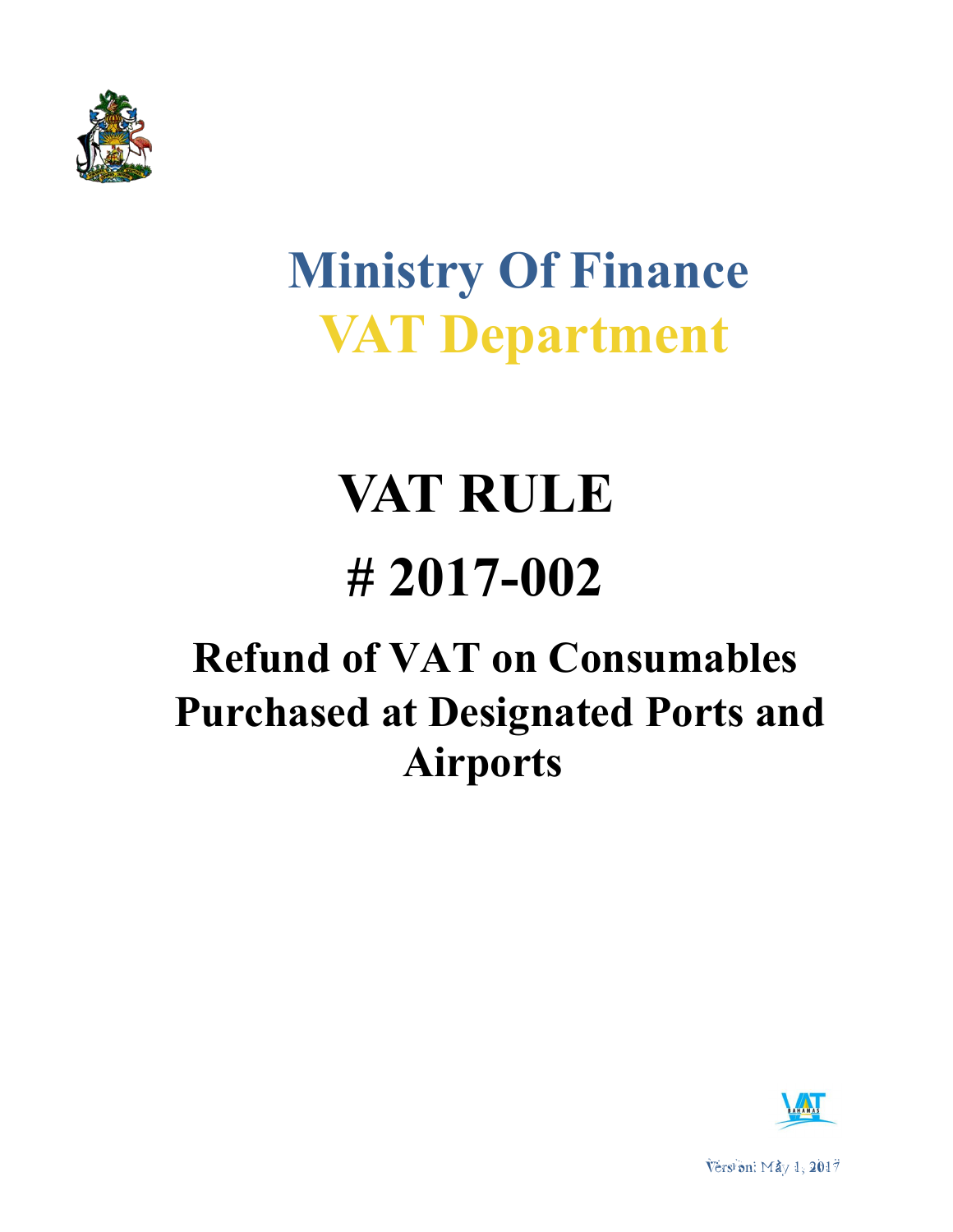# Ministry Of Finance

# VAT Department

# VAT RULE

# # 2017-002

## Refund of VAT on Consumables Purchased at Designated Ports and Airports

Version: May 1, 2017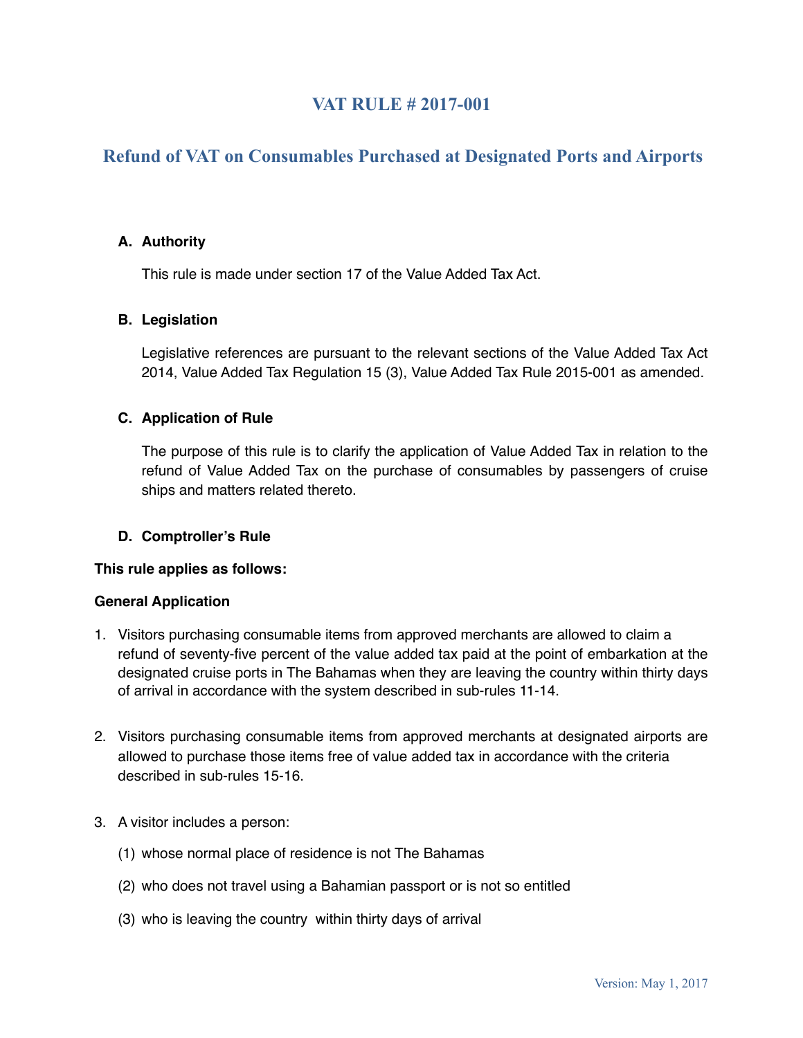# VAT RULE # 2017-001

## Refund of VAT on Consumables Purchased at Designated Ports and Airports

**A. Authority**

This rule is made under section 17 of the Value Added Tax Act.

**B. Legislation**

Legislative references are pursuant to the relevant sections of the Value Added Tax Act 2014, Value Added Tax Regulation 15 (3), Value Added Tax Rule 2015-001 as amended.

**C. Application of Rule**

The purpose of this rule is to clarify the application of Value Added Tax in relation to the refund of Value Added Tax on the purchase of consumables by passengers of cruise ships and matters related thereto.

**D. Comptroller's Rule**

**This rule applies as follows:**

**General Application**

1. Visitors purchasing consumable items from approved merchants are allowed to claim a refund of seventy-five percent of the value added tax paid at the point of embarkation at the designated cruise ports in The Bahamas when they are leaving the country within thirty days of arrival in accordance with the system described in sub-rules 11-14.

2. Visitors purchasing consumable items from approved merchants at designated airports are allowed to purchase those items free of value added tax in accordance with the criteria described in sub-rules 15-16.

3. A visitor includes a person:

   (1) whose normal place of residence is not The Bahamas

   (2) who does not travel using a Bahamian passport or is not so entitled

   (3) who is leaving the country within thirty days of arrival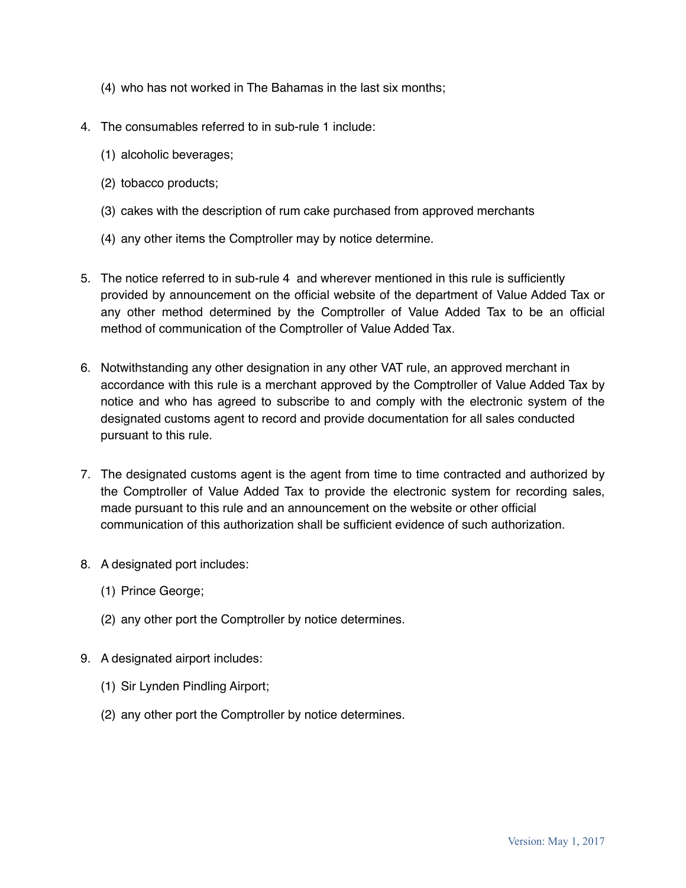(4) who has not worked in The Bahamas in the last six months;

4. The consumables referred to in sub-rule 1 include:

   (1) alcoholic beverages;

   (2) tobacco products;

   (3) cakes with the description of rum cake purchased from approved merchants

   (4) any other items the Comptroller may by notice determine.

5. The notice referred to in sub-rule 4 and wherever mentioned in this rule is sufficiently provided by announcement on the official website of the department of Value Added Tax or any other method determined by the Comptroller of Value Added Tax to be an official method of communication of the Comptroller of Value Added Tax.

6. Notwithstanding any other designation in any other VAT rule, an approved merchant in accordance with this rule is a merchant approved by the Comptroller of Value Added Tax by notice and who has agreed to subscribe to and comply with the electronic system of the designated customs agent to record and provide documentation for all sales conducted pursuant to this rule.

7. The designated customs agent is the agent from time to time contracted and authorized by the Comptroller of Value Added Tax to provide the electronic system for recording sales, made pursuant to this rule and an announcement on the website or other official communication of this authorization shall be sufficient evidence of such authorization.

8. A designated port includes:

   (1) Prince George;

   (2) any other port the Comptroller by notice determines.

9. A designated airport includes:

   (1) Sir Lynden Pindling Airport;

   (2) any other port the Comptroller by notice determines.

Version: May 1, 2017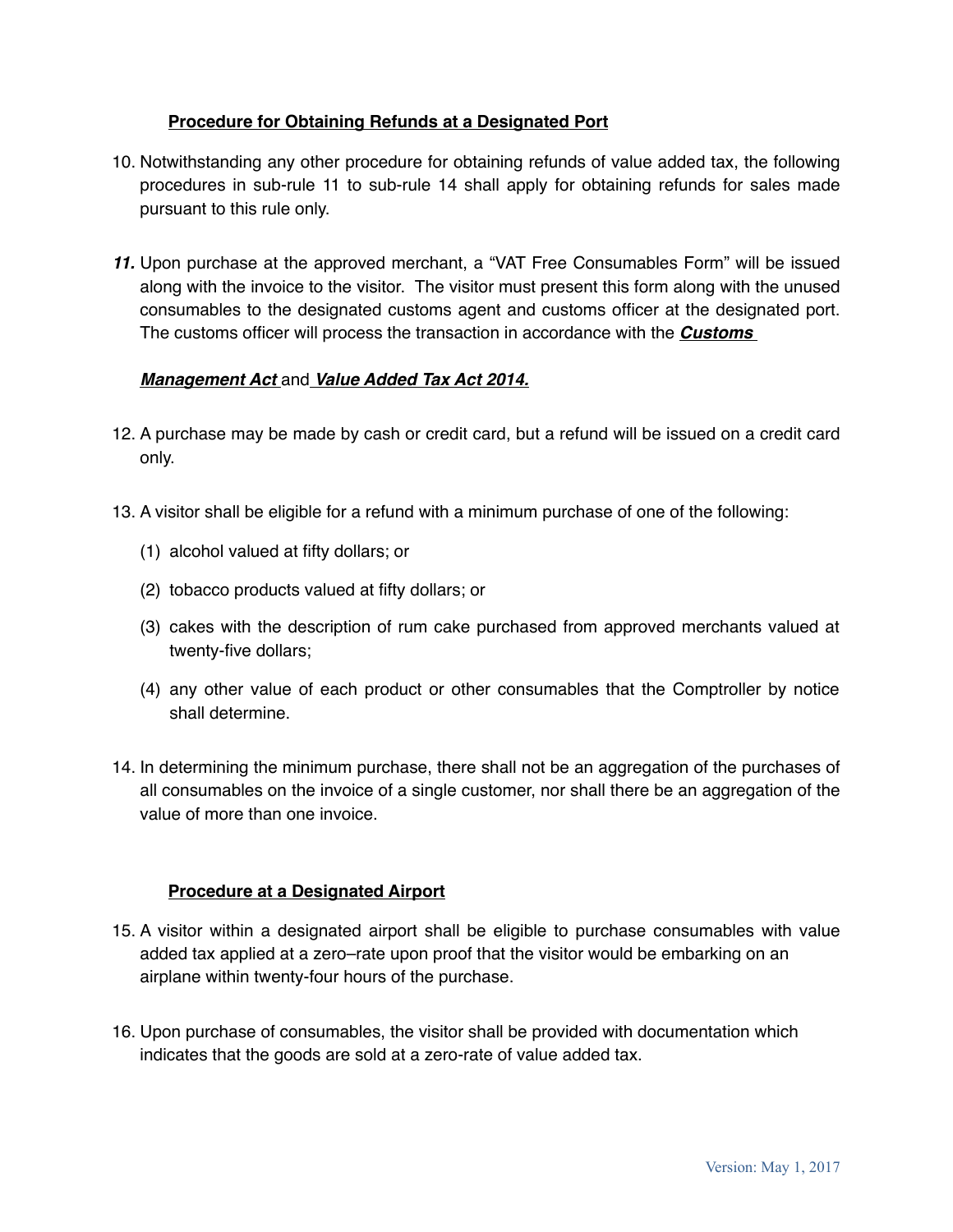**Procedure for Obtaining Refunds at a Designated Port**

10. Notwithstanding any other procedure for obtaining refunds of value added tax, the following procedures in sub-rule 11 to sub-rule 14 shall apply for obtaining refunds for sales made pursuant to this rule only.

***11.*** Upon purchase at the approved merchant, a "VAT Free Consumables Form" will be issued along with the invoice to the visitor. The visitor must present this form along with the unused consumables to the designated customs agent and customs officer at the designated port. The customs officer will process the transaction in accordance with the ***Customs Management Act*** and ***Value Added Tax Act 2014.***

12. A purchase may be made by cash or credit card, but a refund will be issued on a credit card only.

13. A visitor shall be eligible for a refund with a minimum purchase of one of the following:

    (1) alcohol valued at fifty dollars; or

    (2) tobacco products valued at fifty dollars; or

    (3) cakes with the description of rum cake purchased from approved merchants valued at twenty-five dollars;

    (4) any other value of each product or other consumables that the Comptroller by notice shall determine.

14. In determining the minimum purchase, there shall not be an aggregation of the purchases of all consumables on the invoice of a single customer, nor shall there be an aggregation of the value of more than one invoice.

**Procedure at a Designated Airport**

15. A visitor within a designated airport shall be eligible to purchase consumables with value added tax applied at a zero–rate upon proof that the visitor would be embarking on an airplane within twenty-four hours of the purchase.

16. Upon purchase of consumables, the visitor shall be provided with documentation which indicates that the goods are sold at a zero-rate of value added tax.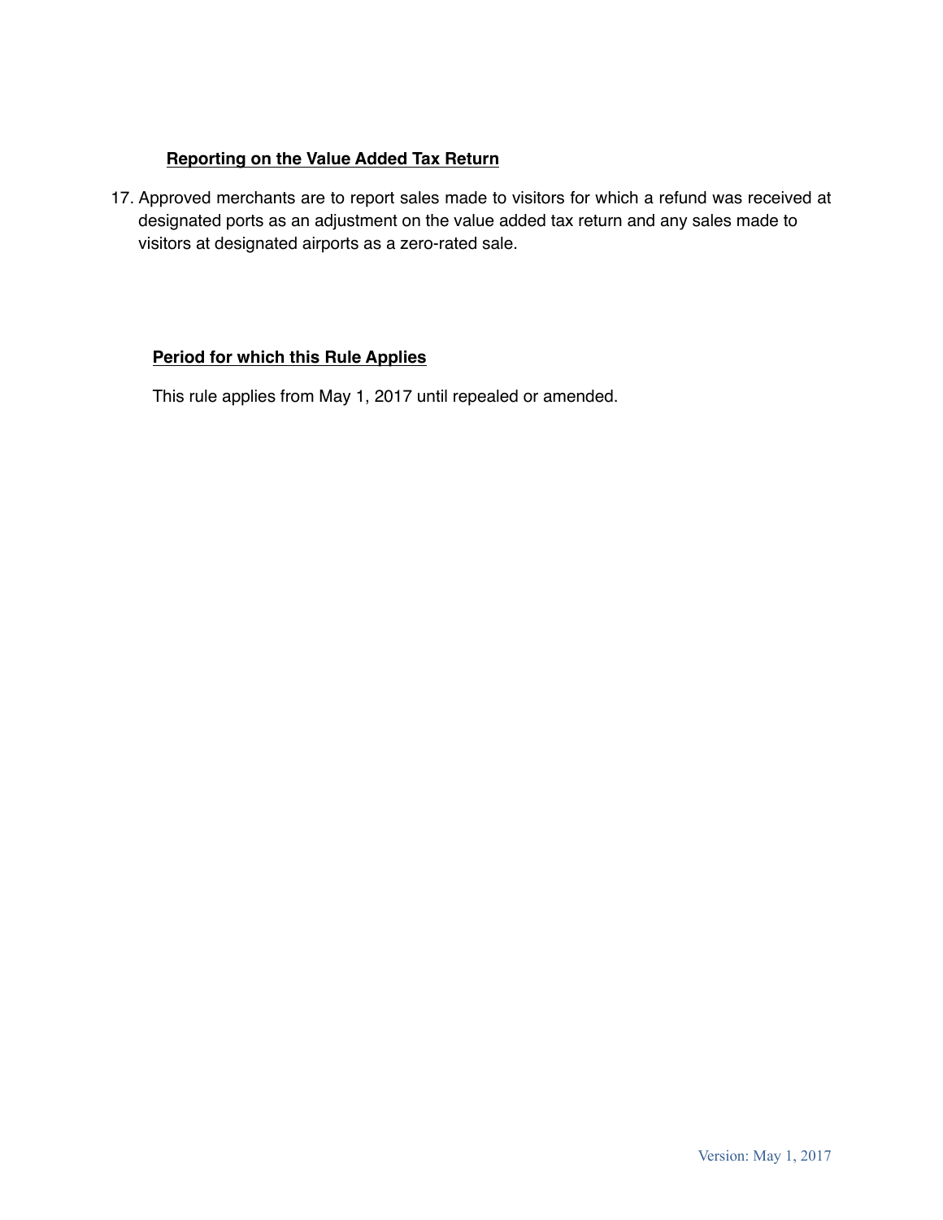**Reporting on the Value Added Tax Return**

17. Approved merchants are to report sales made to visitors for which a refund was received at designated ports as an adjustment on the value added tax return and any sales made to visitors at designated airports as a zero-rated sale.

**Period for which this Rule Applies**

This rule applies from May 1, 2017 until repealed or amended.